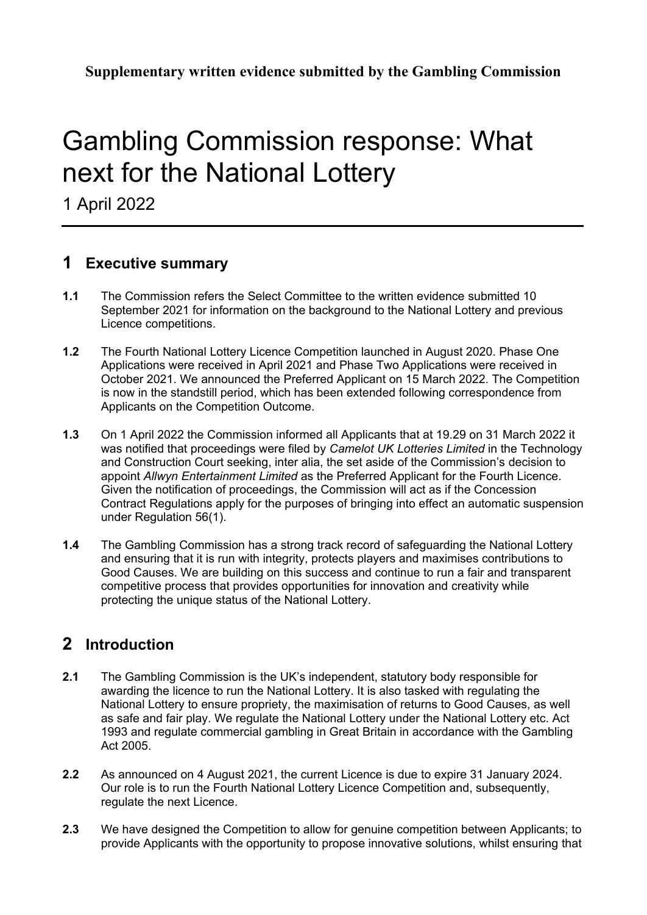**Supplementary written evidence submitted by the Gambling Commission**

# Gambling Commission response: What next for the National Lottery

1 April 2022

## 1 Executive summary

**1.1** The Commission refers the Select Committee to the written evidence submitted 10 September 2021 for information on the background to the National Lottery and previous Licence competitions.

**1.2** The Fourth National Lottery Licence Competition launched in August 2020. Phase One Applications were received in April 2021 and Phase Two Applications were received in October 2021. We announced the Preferred Applicant on 15 March 2022. The Competition is now in the standstill period, which has been extended following correspondence from Applicants on the Competition Outcome.

**1.3** On 1 April 2022 the Commission informed all Applicants that at 19.29 on 31 March 2022 it was notified that proceedings were filed by *Camelot UK Lotteries Limited* in the Technology and Construction Court seeking, inter alia, the set aside of the Commission's decision to appoint *Allwyn Entertainment Limited* as the Preferred Applicant for the Fourth Licence. Given the notification of proceedings, the Commission will act as if the Concession Contract Regulations apply for the purposes of bringing into effect an automatic suspension under Regulation 56(1).

**1.4** The Gambling Commission has a strong track record of safeguarding the National Lottery and ensuring that it is run with integrity, protects players and maximises contributions to Good Causes. We are building on this success and continue to run a fair and transparent competitive process that provides opportunities for innovation and creativity while protecting the unique status of the National Lottery.

## 2 Introduction

**2.1** The Gambling Commission is the UK's independent, statutory body responsible for awarding the licence to run the National Lottery. It is also tasked with regulating the National Lottery to ensure propriety, the maximisation of returns to Good Causes, as well as safe and fair play. We regulate the National Lottery under the National Lottery etc. Act 1993 and regulate commercial gambling in Great Britain in accordance with the Gambling Act 2005.

**2.2** As announced on 4 August 2021, the current Licence is due to expire 31 January 2024. Our role is to run the Fourth National Lottery Licence Competition and, subsequently, regulate the next Licence.

**2.3** We have designed the Competition to allow for genuine competition between Applicants; to provide Applicants with the opportunity to propose innovative solutions, whilst ensuring that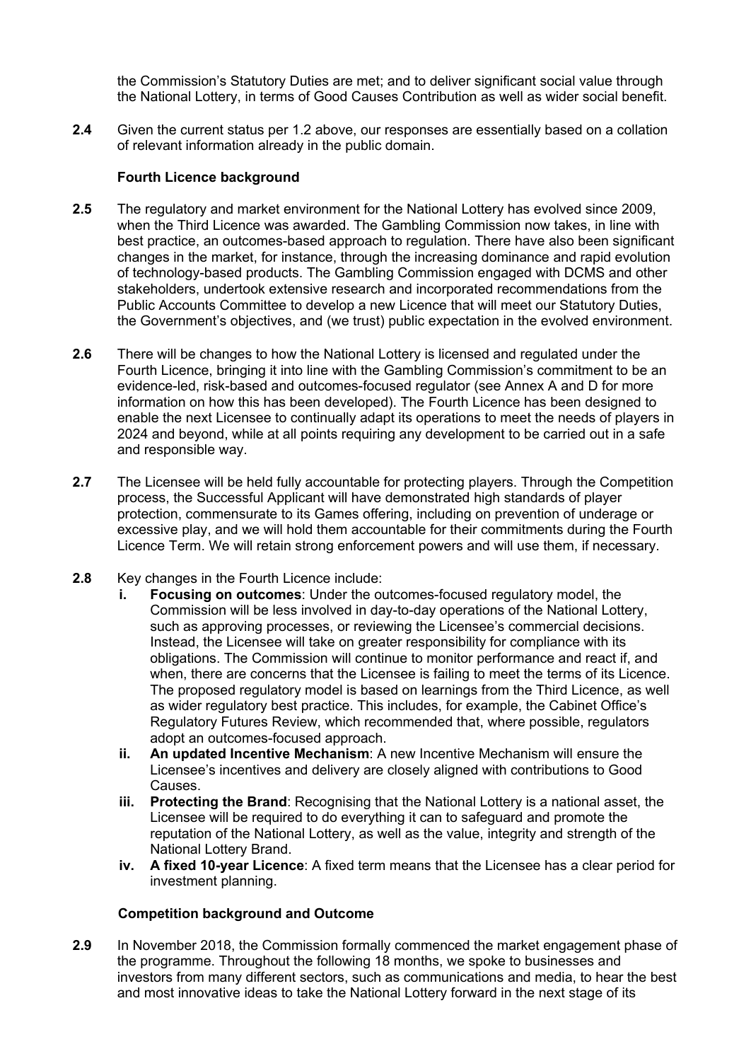the Commission's Statutory Duties are met; and to deliver significant social value through the National Lottery, in terms of Good Causes Contribution as well as wider social benefit.

**2.4** Given the current status per 1.2 above, our responses are essentially based on a collation of relevant information already in the public domain.

**Fourth Licence background**

**2.5** The regulatory and market environment for the National Lottery has evolved since 2009, when the Third Licence was awarded. The Gambling Commission now takes, in line with best practice, an outcomes-based approach to regulation. There have also been significant changes in the market, for instance, through the increasing dominance and rapid evolution of technology-based products. The Gambling Commission engaged with DCMS and other stakeholders, undertook extensive research and incorporated recommendations from the Public Accounts Committee to develop a new Licence that will meet our Statutory Duties, the Government's objectives, and (we trust) public expectation in the evolved environment.

**2.6** There will be changes to how the National Lottery is licensed and regulated under the Fourth Licence, bringing it into line with the Gambling Commission's commitment to be an evidence-led, risk-based and outcomes-focused regulator (see Annex A and D for more information on how this has been developed). The Fourth Licence has been designed to enable the next Licensee to continually adapt its operations to meet the needs of players in 2024 and beyond, while at all points requiring any development to be carried out in a safe and responsible way.

**2.7** The Licensee will be held fully accountable for protecting players. Through the Competition process, the Successful Applicant will have demonstrated high standards of player protection, commensurate to its Games offering, including on prevention of underage or excessive play, and we will hold them accountable for their commitments during the Fourth Licence Term. We will retain strong enforcement powers and will use them, if necessary.

**2.8** Key changes in the Fourth Licence include:

- **i. Focusing on outcomes**: Under the outcomes-focused regulatory model, the Commission will be less involved in day-to-day operations of the National Lottery, such as approving processes, or reviewing the Licensee's commercial decisions. Instead, the Licensee will take on greater responsibility for compliance with its obligations. The Commission will continue to monitor performance and react if, and when, there are concerns that the Licensee is failing to meet the terms of its Licence. The proposed regulatory model is based on learnings from the Third Licence, as well as wider regulatory best practice. This includes, for example, the Cabinet Office's Regulatory Futures Review, which recommended that, where possible, regulators adopt an outcomes-focused approach.
- **ii. An updated Incentive Mechanism**: A new Incentive Mechanism will ensure the Licensee's incentives and delivery are closely aligned with contributions to Good Causes.
- **iii. Protecting the Brand**: Recognising that the National Lottery is a national asset, the Licensee will be required to do everything it can to safeguard and promote the reputation of the National Lottery, as well as the value, integrity and strength of the National Lottery Brand.
- **iv. A fixed 10-year Licence**: A fixed term means that the Licensee has a clear period for investment planning.

**Competition background and Outcome**

**2.9** In November 2018, the Commission formally commenced the market engagement phase of the programme. Throughout the following 18 months, we spoke to businesses and investors from many different sectors, such as communications and media, to hear the best and most innovative ideas to take the National Lottery forward in the next stage of its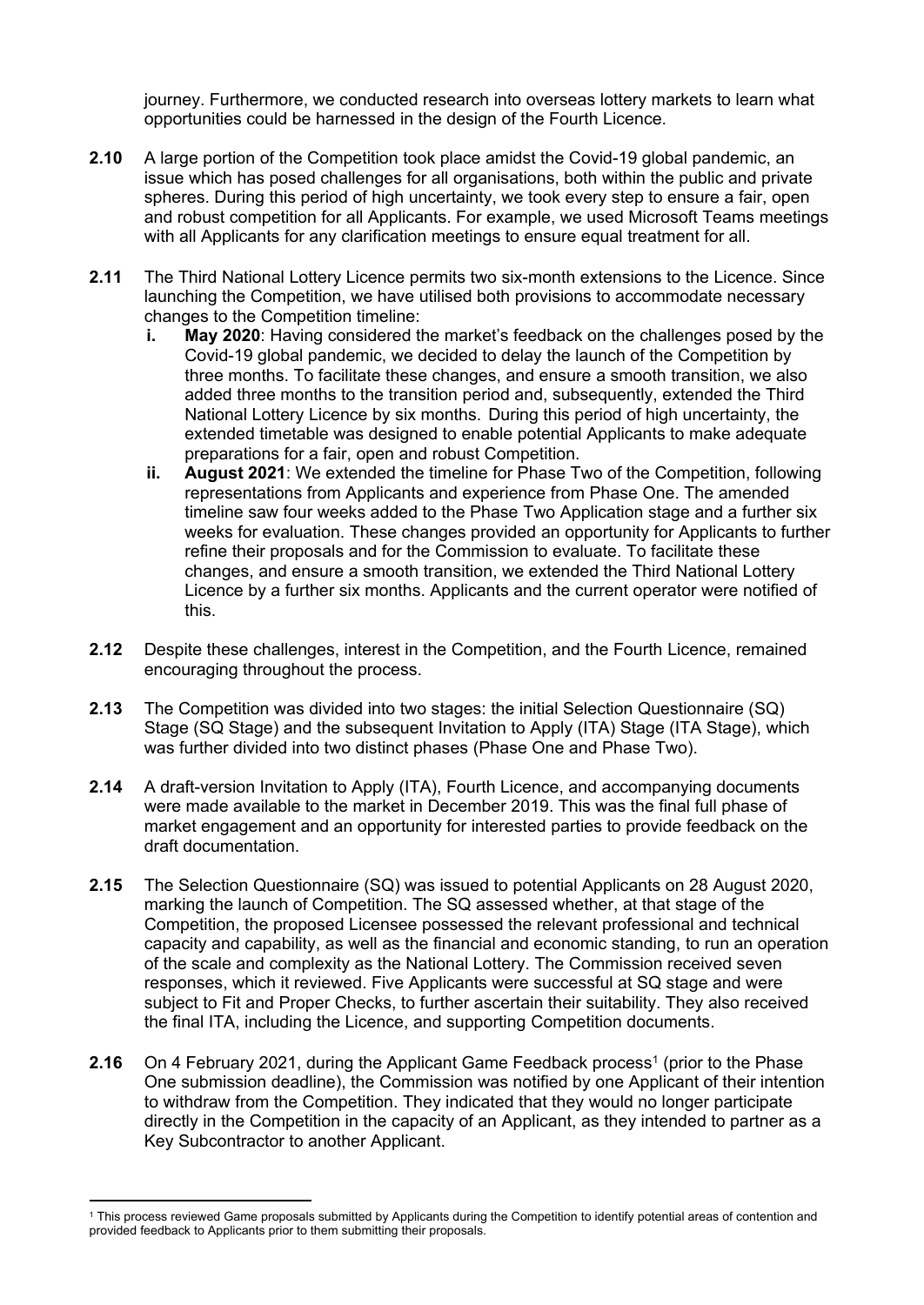journey. Furthermore, we conducted research into overseas lottery markets to learn what opportunities could be harnessed in the design of the Fourth Licence.

**2.10** A large portion of the Competition took place amidst the Covid-19 global pandemic, an issue which has posed challenges for all organisations, both within the public and private spheres. During this period of high uncertainty, we took every step to ensure a fair, open and robust competition for all Applicants. For example, we used Microsoft Teams meetings with all Applicants for any clarification meetings to ensure equal treatment for all.

**2.11** The Third National Lottery Licence permits two six-month extensions to the Licence. Since launching the Competition, we have utilised both provisions to accommodate necessary changes to the Competition timeline:

- **i. May 2020**: Having considered the market's feedback on the challenges posed by the Covid-19 global pandemic, we decided to delay the launch of the Competition by three months. To facilitate these changes, and ensure a smooth transition, we also added three months to the transition period and, subsequently, extended the Third National Lottery Licence by six months. During this period of high uncertainty, the extended timetable was designed to enable potential Applicants to make adequate preparations for a fair, open and robust Competition.
- **ii. August 2021**: We extended the timeline for Phase Two of the Competition, following representations from Applicants and experience from Phase One. The amended timeline saw four weeks added to the Phase Two Application stage and a further six weeks for evaluation. These changes provided an opportunity for Applicants to further refine their proposals and for the Commission to evaluate. To facilitate these changes, and ensure a smooth transition, we extended the Third National Lottery Licence by a further six months. Applicants and the current operator were notified of this.

**2.12** Despite these challenges, interest in the Competition, and the Fourth Licence, remained encouraging throughout the process.

**2.13** The Competition was divided into two stages: the initial Selection Questionnaire (SQ) Stage (SQ Stage) and the subsequent Invitation to Apply (ITA) Stage (ITA Stage), which was further divided into two distinct phases (Phase One and Phase Two).

**2.14** A draft-version Invitation to Apply (ITA), Fourth Licence, and accompanying documents were made available to the market in December 2019. This was the final full phase of market engagement and an opportunity for interested parties to provide feedback on the draft documentation.

**2.15** The Selection Questionnaire (SQ) was issued to potential Applicants on 28 August 2020, marking the launch of Competition. The SQ assessed whether, at that stage of the Competition, the proposed Licensee possessed the relevant professional and technical capacity and capability, as well as the financial and economic standing, to run an operation of the scale and complexity as the National Lottery. The Commission received seven responses, which it reviewed. Five Applicants were successful at SQ stage and were subject to Fit and Proper Checks, to further ascertain their suitability. They also received the final ITA, including the Licence, and supporting Competition documents.

**2.16** On 4 February 2021, during the Applicant Game Feedback process[1] (prior to the Phase One submission deadline), the Commission was notified by one Applicant of their intention to withdraw from the Competition. They indicated that they would no longer participate directly in the Competition in the capacity of an Applicant, as they intended to partner as a Key Subcontractor to another Applicant.

---

[1] This process reviewed Game proposals submitted by Applicants during the Competition to identify potential areas of contention and provided feedback to Applicants prior to them submitting their proposals.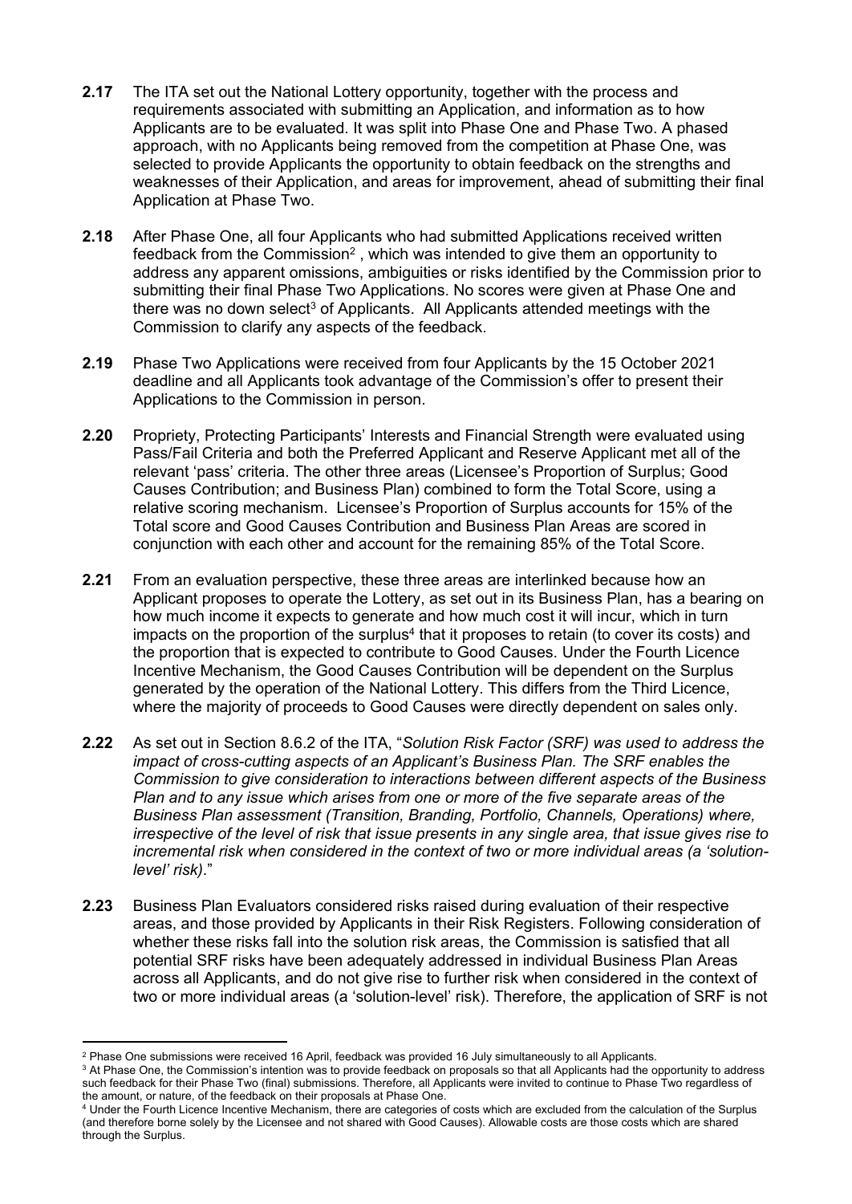**2.17** The ITA set out the National Lottery opportunity, together with the process and requirements associated with submitting an Application, and information as to how Applicants are to be evaluated. It was split into Phase One and Phase Two. A phased approach, with no Applicants being removed from the competition at Phase One, was selected to provide Applicants the opportunity to obtain feedback on the strengths and weaknesses of their Application, and areas for improvement, ahead of submitting their final Application at Phase Two.

**2.18** After Phase One, all four Applicants who had submitted Applications received written feedback from the Commission[2] , which was intended to give them an opportunity to address any apparent omissions, ambiguities or risks identified by the Commission prior to submitting their final Phase Two Applications. No scores were given at Phase One and there was no down select[3] of Applicants. All Applicants attended meetings with the Commission to clarify any aspects of the feedback.

**2.19** Phase Two Applications were received from four Applicants by the 15 October 2021 deadline and all Applicants took advantage of the Commission's offer to present their Applications to the Commission in person.

**2.20** Propriety, Protecting Participants' Interests and Financial Strength were evaluated using Pass/Fail Criteria and both the Preferred Applicant and Reserve Applicant met all of the relevant 'pass' criteria. The other three areas (Licensee's Proportion of Surplus; Good Causes Contribution; and Business Plan) combined to form the Total Score, using a relative scoring mechanism. Licensee's Proportion of Surplus accounts for 15% of the Total score and Good Causes Contribution and Business Plan Areas are scored in conjunction with each other and account for the remaining 85% of the Total Score.

**2.21** From an evaluation perspective, these three areas are interlinked because how an Applicant proposes to operate the Lottery, as set out in its Business Plan, has a bearing on how much income it expects to generate and how much cost it will incur, which in turn impacts on the proportion of the surplus[4] that it proposes to retain (to cover its costs) and the proportion that is expected to contribute to Good Causes. Under the Fourth Licence Incentive Mechanism, the Good Causes Contribution will be dependent on the Surplus generated by the operation of the National Lottery. This differs from the Third Licence, where the majority of proceeds to Good Causes were directly dependent on sales only.

**2.22** As set out in Section 8.6.2 of the ITA, "*Solution Risk Factor (SRF) was used to address the impact of cross-cutting aspects of an Applicant's Business Plan. The SRF enables the Commission to give consideration to interactions between different aspects of the Business Plan and to any issue which arises from one or more of the five separate areas of the Business Plan assessment (Transition, Branding, Portfolio, Channels, Operations) where, irrespective of the level of risk that issue presents in any single area, that issue gives rise to incremental risk when considered in the context of two or more individual areas (a 'solution-level' risk)*."

**2.23** Business Plan Evaluators considered risks raised during evaluation of their respective areas, and those provided by Applicants in their Risk Registers. Following consideration of whether these risks fall into the solution risk areas, the Commission is satisfied that all potential SRF risks have been adequately addressed in individual Business Plan Areas across all Applicants, and do not give rise to further risk when considered in the context of two or more individual areas (a 'solution-level' risk). Therefore, the application of SRF is not

---

[2] Phase One submissions were received 16 April, feedback was provided 16 July simultaneously to all Applicants.

[3] At Phase One, the Commission's intention was to provide feedback on proposals so that all Applicants had the opportunity to address such feedback for their Phase Two (final) submissions. Therefore, all Applicants were invited to continue to Phase Two regardless of the amount, or nature, of the feedback on their proposals at Phase One.

[4] Under the Fourth Licence Incentive Mechanism, there are categories of costs which are excluded from the calculation of the Surplus (and therefore borne solely by the Licensee and not shared with Good Causes). Allowable costs are those costs which are shared through the Surplus.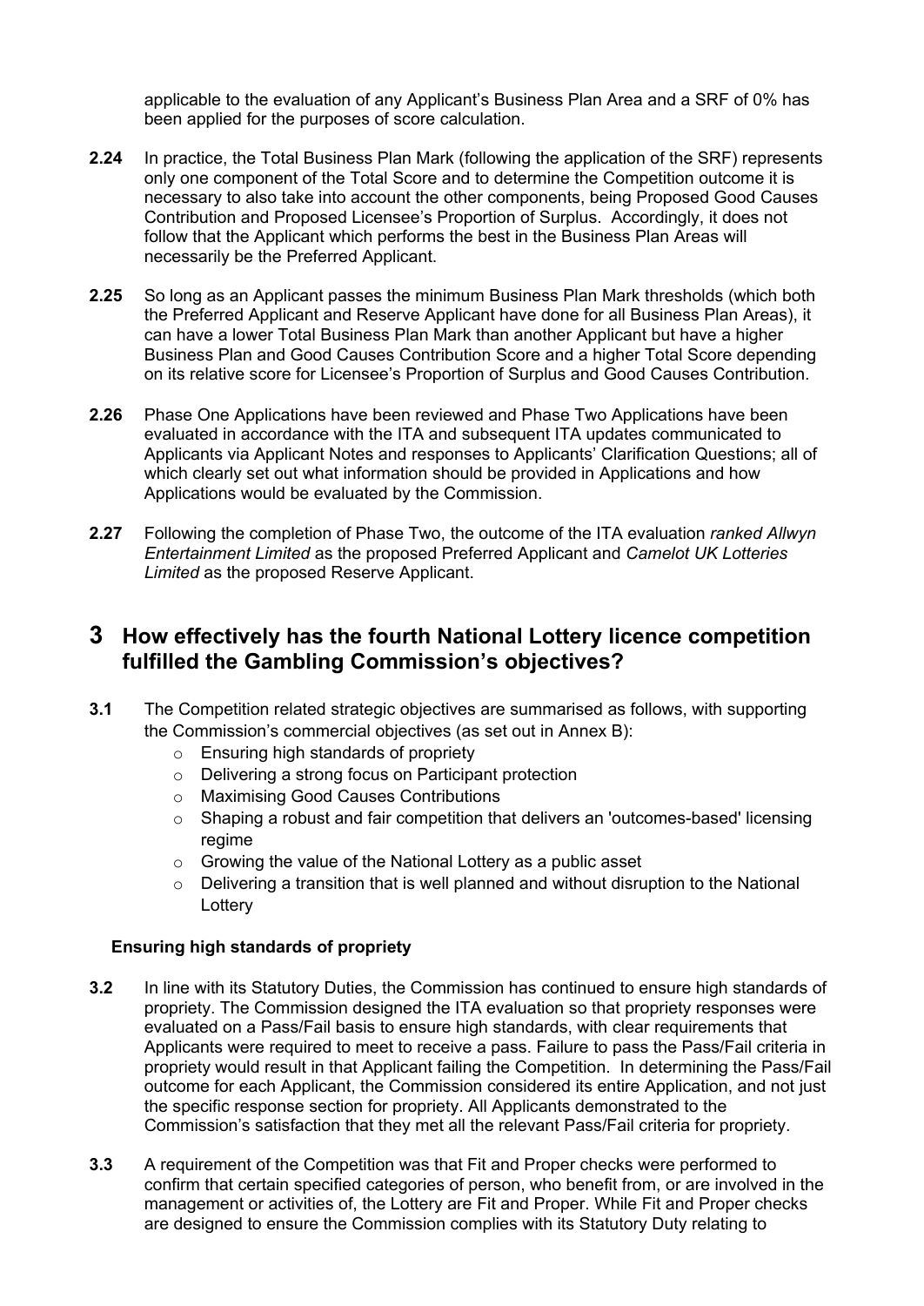applicable to the evaluation of any Applicant's Business Plan Area and a SRF of 0% has been applied for the purposes of score calculation.

**2.24** In practice, the Total Business Plan Mark (following the application of the SRF) represents only one component of the Total Score and to determine the Competition outcome it is necessary to also take into account the other components, being Proposed Good Causes Contribution and Proposed Licensee's Proportion of Surplus. Accordingly, it does not follow that the Applicant which performs the best in the Business Plan Areas will necessarily be the Preferred Applicant.

**2.25** So long as an Applicant passes the minimum Business Plan Mark thresholds (which both the Preferred Applicant and Reserve Applicant have done for all Business Plan Areas), it can have a lower Total Business Plan Mark than another Applicant but have a higher Business Plan and Good Causes Contribution Score and a higher Total Score depending on its relative score for Licensee's Proportion of Surplus and Good Causes Contribution.

**2.26** Phase One Applications have been reviewed and Phase Two Applications have been evaluated in accordance with the ITA and subsequent ITA updates communicated to Applicants via Applicant Notes and responses to Applicants' Clarification Questions; all of which clearly set out what information should be provided in Applications and how Applications would be evaluated by the Commission.

**2.27** Following the completion of Phase Two, the outcome of the ITA evaluation *ranked Allwyn Entertainment Limited* as the proposed Preferred Applicant and *Camelot UK Lotteries Limited* as the proposed Reserve Applicant.

# 3 How effectively has the fourth National Lottery licence competition fulfilled the Gambling Commission's objectives?

**3.1** The Competition related strategic objectives are summarised as follows, with supporting the Commission's commercial objectives (as set out in Annex B):

- Ensuring high standards of propriety
- Delivering a strong focus on Participant protection
- Maximising Good Causes Contributions
- Shaping a robust and fair competition that delivers an 'outcomes-based' licensing regime
- Growing the value of the National Lottery as a public asset
- Delivering a transition that is well planned and without disruption to the National Lottery

### Ensuring high standards of propriety

**3.2** In line with its Statutory Duties, the Commission has continued to ensure high standards of propriety. The Commission designed the ITA evaluation so that propriety responses were evaluated on a Pass/Fail basis to ensure high standards, with clear requirements that Applicants were required to meet to receive a pass. Failure to pass the Pass/Fail criteria in propriety would result in that Applicant failing the Competition. In determining the Pass/Fail outcome for each Applicant, the Commission considered its entire Application, and not just the specific response section for propriety. All Applicants demonstrated to the Commission's satisfaction that they met all the relevant Pass/Fail criteria for propriety.

**3.3** A requirement of the Competition was that Fit and Proper checks were performed to confirm that certain specified categories of person, who benefit from, or are involved in the management or activities of, the Lottery are Fit and Proper. While Fit and Proper checks are designed to ensure the Commission complies with its Statutory Duty relating to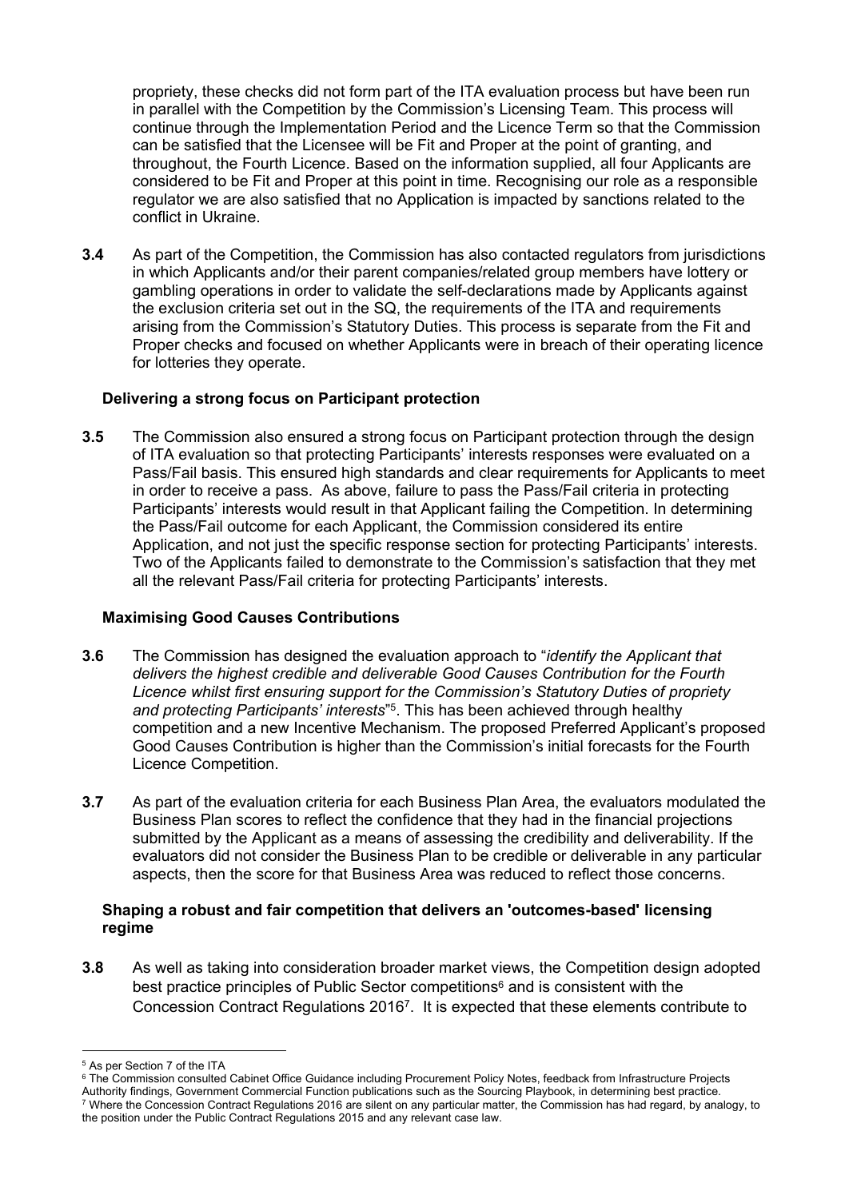propriety, these checks did not form part of the ITA evaluation process but have been run in parallel with the Competition by the Commission's Licensing Team. This process will continue through the Implementation Period and the Licence Term so that the Commission can be satisfied that the Licensee will be Fit and Proper at the point of granting, and throughout, the Fourth Licence. Based on the information supplied, all four Applicants are considered to be Fit and Proper at this point in time. Recognising our role as a responsible regulator we are also satisfied that no Application is impacted by sanctions related to the conflict in Ukraine.

**3.4** As part of the Competition, the Commission has also contacted regulators from jurisdictions in which Applicants and/or their parent companies/related group members have lottery or gambling operations in order to validate the self-declarations made by Applicants against the exclusion criteria set out in the SQ, the requirements of the ITA and requirements arising from the Commission's Statutory Duties. This process is separate from the Fit and Proper checks and focused on whether Applicants were in breach of their operating licence for lotteries they operate.

### Delivering a strong focus on Participant protection

**3.5** The Commission also ensured a strong focus on Participant protection through the design of ITA evaluation so that protecting Participants' interests responses were evaluated on a Pass/Fail basis. This ensured high standards and clear requirements for Applicants to meet in order to receive a pass. As above, failure to pass the Pass/Fail criteria in protecting Participants' interests would result in that Applicant failing the Competition. In determining the Pass/Fail outcome for each Applicant, the Commission considered its entire Application, and not just the specific response section for protecting Participants' interests. Two of the Applicants failed to demonstrate to the Commission's satisfaction that they met all the relevant Pass/Fail criteria for protecting Participants' interests.

### Maximising Good Causes Contributions

**3.6** The Commission has designed the evaluation approach to "*identify the Applicant that delivers the highest credible and deliverable Good Causes Contribution for the Fourth Licence whilst first ensuring support for the Commission's Statutory Duties of propriety and protecting Participants' interests*"[5]. This has been achieved through healthy competition and a new Incentive Mechanism. The proposed Preferred Applicant's proposed Good Causes Contribution is higher than the Commission's initial forecasts for the Fourth Licence Competition.

**3.7** As part of the evaluation criteria for each Business Plan Area, the evaluators modulated the Business Plan scores to reflect the confidence that they had in the financial projections submitted by the Applicant as a means of assessing the credibility and deliverability. If the evaluators did not consider the Business Plan to be credible or deliverable in any particular aspects, then the score for that Business Area was reduced to reflect those concerns.

### Shaping a robust and fair competition that delivers an 'outcomes-based' licensing regime

**3.8** As well as taking into consideration broader market views, the Competition design adopted best practice principles of Public Sector competitions[6] and is consistent with the Concession Contract Regulations 2016[7]. It is expected that these elements contribute to

---

[5] As per Section 7 of the ITA

[6] The Commission consulted Cabinet Office Guidance including Procurement Policy Notes, feedback from Infrastructure Projects Authority findings, Government Commercial Function publications such as the Sourcing Playbook, in determining best practice.

[7] Where the Concession Contract Regulations 2016 are silent on any particular matter, the Commission has had regard, by analogy, to the position under the Public Contract Regulations 2015 and any relevant case law.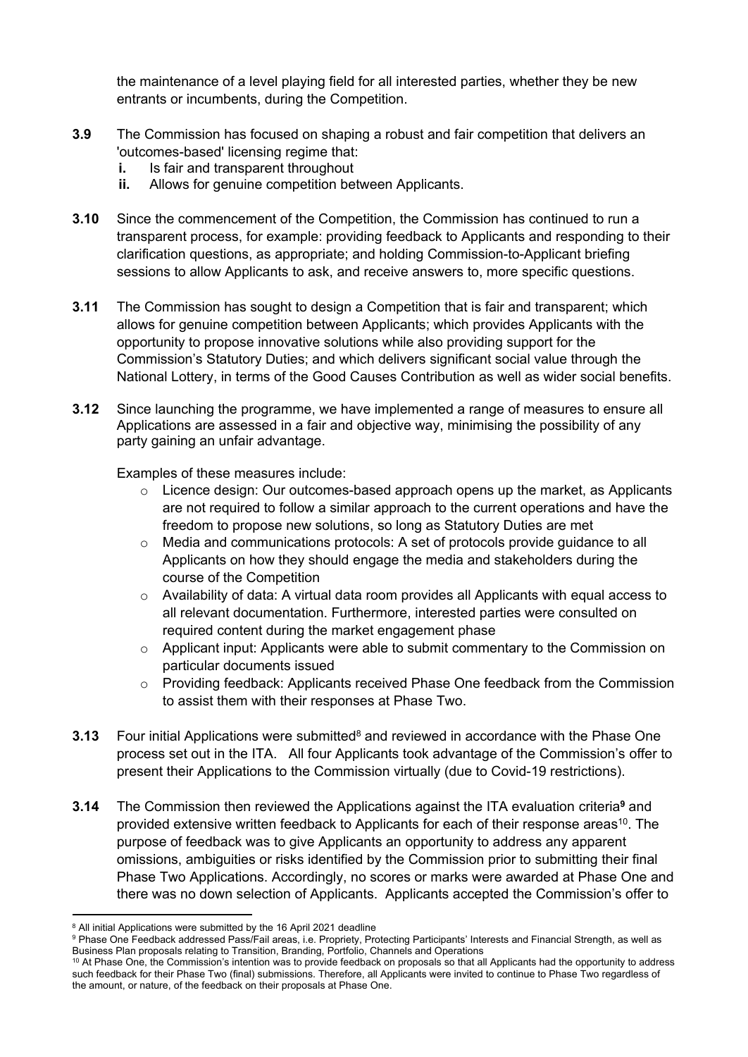the maintenance of a level playing field for all interested parties, whether they be new entrants or incumbents, during the Competition.

**3.9** The Commission has focused on shaping a robust and fair competition that delivers an 'outcomes-based' licensing regime that:

- **i.** Is fair and transparent throughout
- **ii.** Allows for genuine competition between Applicants.

**3.10** Since the commencement of the Competition, the Commission has continued to run a transparent process, for example: providing feedback to Applicants and responding to their clarification questions, as appropriate; and holding Commission-to-Applicant briefing sessions to allow Applicants to ask, and receive answers to, more specific questions.

**3.11** The Commission has sought to design a Competition that is fair and transparent; which allows for genuine competition between Applicants; which provides Applicants with the opportunity to propose innovative solutions while also providing support for the Commission's Statutory Duties; and which delivers significant social value through the National Lottery, in terms of the Good Causes Contribution as well as wider social benefits.

**3.12** Since launching the programme, we have implemented a range of measures to ensure all Applications are assessed in a fair and objective way, minimising the possibility of any party gaining an unfair advantage.

Examples of these measures include:

- Licence design: Our outcomes-based approach opens up the market, as Applicants are not required to follow a similar approach to the current operations and have the freedom to propose new solutions, so long as Statutory Duties are met
- Media and communications protocols: A set of protocols provide guidance to all Applicants on how they should engage the media and stakeholders during the course of the Competition
- Availability of data: A virtual data room provides all Applicants with equal access to all relevant documentation. Furthermore, interested parties were consulted on required content during the market engagement phase
- Applicant input: Applicants were able to submit commentary to the Commission on particular documents issued
- Providing feedback: Applicants received Phase One feedback from the Commission to assist them with their responses at Phase Two.

**3.13** Four initial Applications were submitted[8] and reviewed in accordance with the Phase One process set out in the ITA. All four Applicants took advantage of the Commission's offer to present their Applications to the Commission virtually (due to Covid-19 restrictions).

**3.14** The Commission then reviewed the Applications against the ITA evaluation criteria[9] and provided extensive written feedback to Applicants for each of their response areas[10]. The purpose of feedback was to give Applicants an opportunity to address any apparent omissions, ambiguities or risks identified by the Commission prior to submitting their final Phase Two Applications. Accordingly, no scores or marks were awarded at Phase One and there was no down selection of Applicants. Applicants accepted the Commission's offer to

---

[8] All initial Applications were submitted by the 16 April 2021 deadline

[9] Phase One Feedback addressed Pass/Fail areas, i.e. Propriety, Protecting Participants' Interests and Financial Strength, as well as Business Plan proposals relating to Transition, Branding, Portfolio, Channels and Operations

[10] At Phase One, the Commission's intention was to provide feedback on proposals so that all Applicants had the opportunity to address such feedback for their Phase Two (final) submissions. Therefore, all Applicants were invited to continue to Phase Two regardless of the amount, or nature, of the feedback on their proposals at Phase One.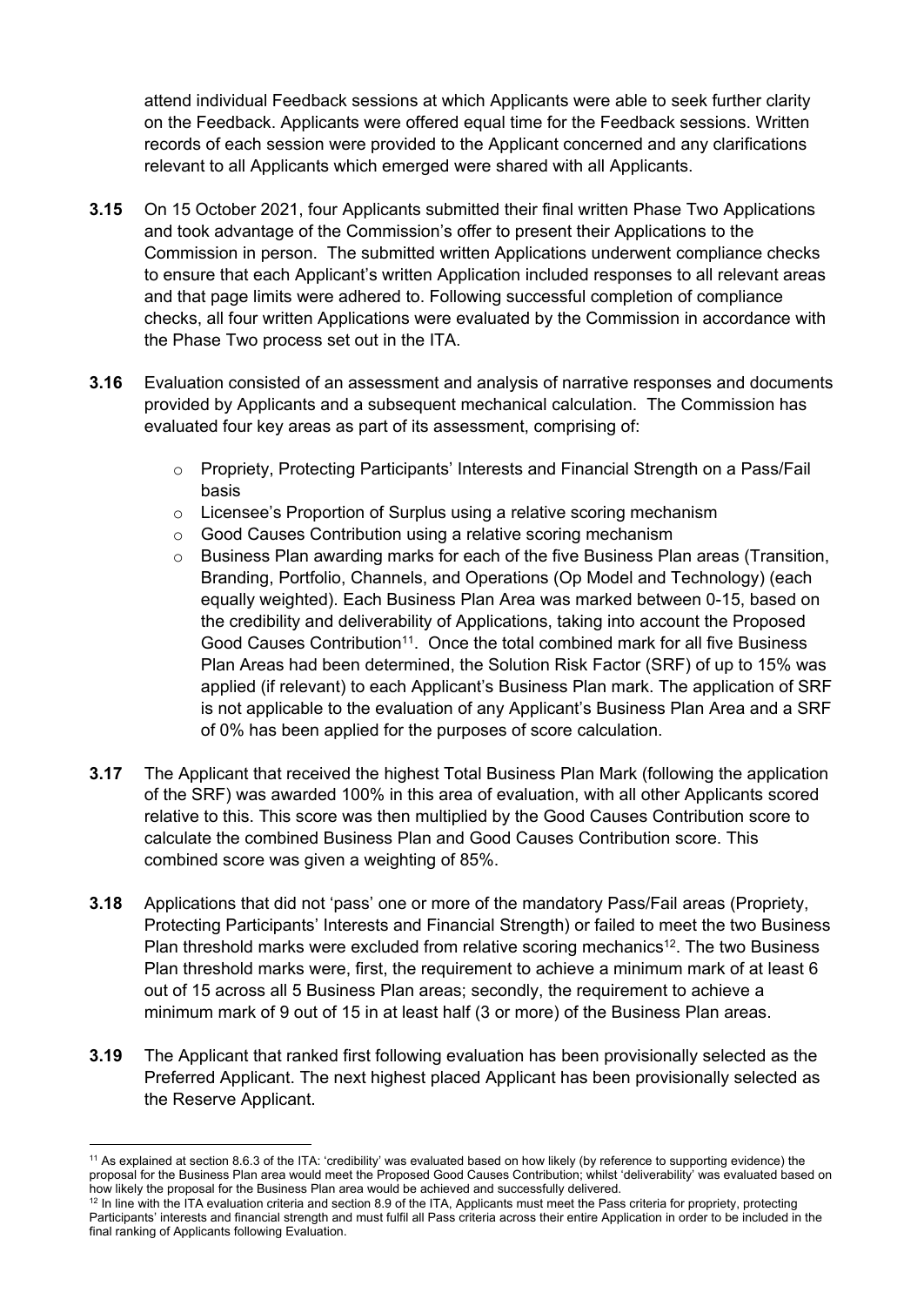attend individual Feedback sessions at which Applicants were able to seek further clarity on the Feedback. Applicants were offered equal time for the Feedback sessions. Written records of each session were provided to the Applicant concerned and any clarifications relevant to all Applicants which emerged were shared with all Applicants.

**3.15** On 15 October 2021, four Applicants submitted their final written Phase Two Applications and took advantage of the Commission's offer to present their Applications to the Commission in person. The submitted written Applications underwent compliance checks to ensure that each Applicant's written Application included responses to all relevant areas and that page limits were adhered to. Following successful completion of compliance checks, all four written Applications were evaluated by the Commission in accordance with the Phase Two process set out in the ITA.

**3.16** Evaluation consisted of an assessment and analysis of narrative responses and documents provided by Applicants and a subsequent mechanical calculation. The Commission has evaluated four key areas as part of its assessment, comprising of:

- Propriety, Protecting Participants' Interests and Financial Strength on a Pass/Fail basis
- Licensee's Proportion of Surplus using a relative scoring mechanism
- Good Causes Contribution using a relative scoring mechanism
- Business Plan awarding marks for each of the five Business Plan areas (Transition, Branding, Portfolio, Channels, and Operations (Op Model and Technology) (each equally weighted). Each Business Plan Area was marked between 0-15, based on the credibility and deliverability of Applications, taking into account the Proposed Good Causes Contribution[11]. Once the total combined mark for all five Business Plan Areas had been determined, the Solution Risk Factor (SRF) of up to 15% was applied (if relevant) to each Applicant's Business Plan mark. The application of SRF is not applicable to the evaluation of any Applicant's Business Plan Area and a SRF of 0% has been applied for the purposes of score calculation.

**3.17** The Applicant that received the highest Total Business Plan Mark (following the application of the SRF) was awarded 100% in this area of evaluation, with all other Applicants scored relative to this. This score was then multiplied by the Good Causes Contribution score to calculate the combined Business Plan and Good Causes Contribution score. This combined score was given a weighting of 85%.

**3.18** Applications that did not 'pass' one or more of the mandatory Pass/Fail areas (Propriety, Protecting Participants' Interests and Financial Strength) or failed to meet the two Business Plan threshold marks were excluded from relative scoring mechanics[12]. The two Business Plan threshold marks were, first, the requirement to achieve a minimum mark of at least 6 out of 15 across all 5 Business Plan areas; secondly, the requirement to achieve a minimum mark of 9 out of 15 in at least half (3 or more) of the Business Plan areas.

**3.19** The Applicant that ranked first following evaluation has been provisionally selected as the Preferred Applicant. The next highest placed Applicant has been provisionally selected as the Reserve Applicant.

---

[11] As explained at section 8.6.3 of the ITA: 'credibility' was evaluated based on how likely (by reference to supporting evidence) the proposal for the Business Plan area would meet the Proposed Good Causes Contribution; whilst 'deliverability' was evaluated based on how likely the proposal for the Business Plan area would be achieved and successfully delivered.

[12] In line with the ITA evaluation criteria and section 8.9 of the ITA, Applicants must meet the Pass criteria for propriety, protecting Participants' interests and financial strength and must fulfil all Pass criteria across their entire Application in order to be included in the final ranking of Applicants following Evaluation.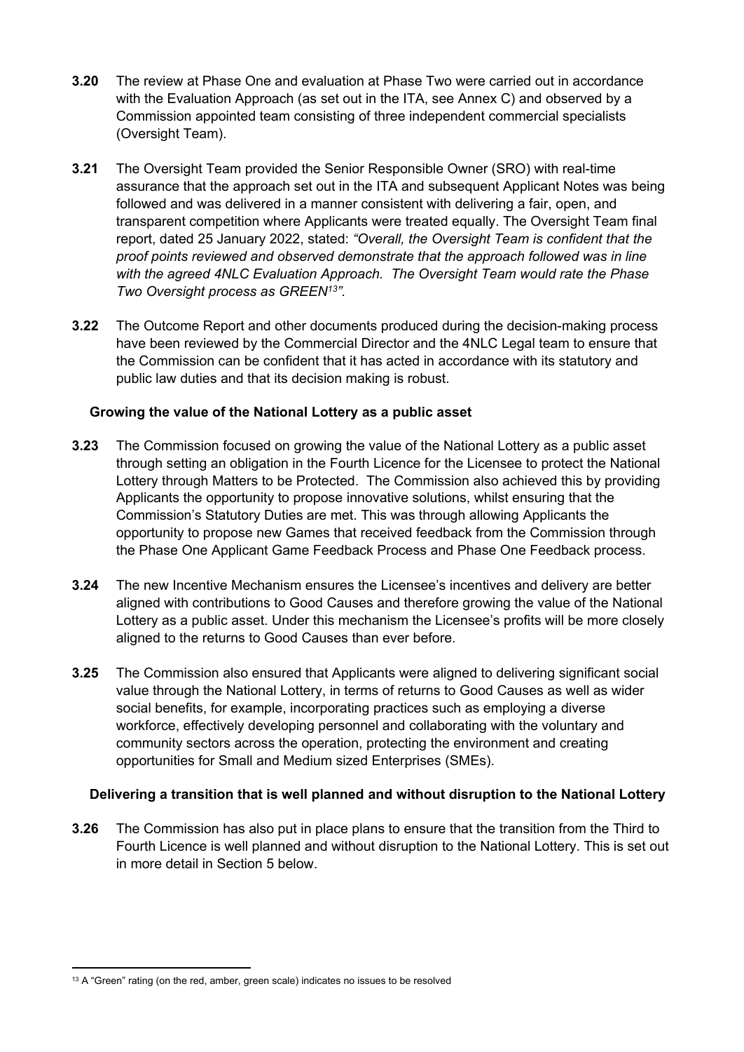**3.20** The review at Phase One and evaluation at Phase Two were carried out in accordance with the Evaluation Approach (as set out in the ITA, see Annex C) and observed by a Commission appointed team consisting of three independent commercial specialists (Oversight Team).

**3.21** The Oversight Team provided the Senior Responsible Owner (SRO) with real-time assurance that the approach set out in the ITA and subsequent Applicant Notes was being followed and was delivered in a manner consistent with delivering a fair, open, and transparent competition where Applicants were treated equally. The Oversight Team final report, dated 25 January 2022, stated: *"Overall, the Oversight Team is confident that the proof points reviewed and observed demonstrate that the approach followed was in line with the agreed 4NLC Evaluation Approach. The Oversight Team would rate the Phase Two Oversight process as GREEN[13]".*

**3.22** The Outcome Report and other documents produced during the decision-making process have been reviewed by the Commercial Director and the 4NLC Legal team to ensure that the Commission can be confident that it has acted in accordance with its statutory and public law duties and that its decision making is robust.

**Growing the value of the National Lottery as a public asset**

**3.23** The Commission focused on growing the value of the National Lottery as a public asset through setting an obligation in the Fourth Licence for the Licensee to protect the National Lottery through Matters to be Protected. The Commission also achieved this by providing Applicants the opportunity to propose innovative solutions, whilst ensuring that the Commission's Statutory Duties are met. This was through allowing Applicants the opportunity to propose new Games that received feedback from the Commission through the Phase One Applicant Game Feedback Process and Phase One Feedback process.

**3.24** The new Incentive Mechanism ensures the Licensee's incentives and delivery are better aligned with contributions to Good Causes and therefore growing the value of the National Lottery as a public asset. Under this mechanism the Licensee's profits will be more closely aligned to the returns to Good Causes than ever before.

**3.25** The Commission also ensured that Applicants were aligned to delivering significant social value through the National Lottery, in terms of returns to Good Causes as well as wider social benefits, for example, incorporating practices such as employing a diverse workforce, effectively developing personnel and collaborating with the voluntary and community sectors across the operation, protecting the environment and creating opportunities for Small and Medium sized Enterprises (SMEs).

**Delivering a transition that is well planned and without disruption to the National Lottery**

**3.26** The Commission has also put in place plans to ensure that the transition from the Third to Fourth Licence is well planned and without disruption to the National Lottery. This is set out in more detail in Section 5 below.

---

[13] A "Green" rating (on the red, amber, green scale) indicates no issues to be resolved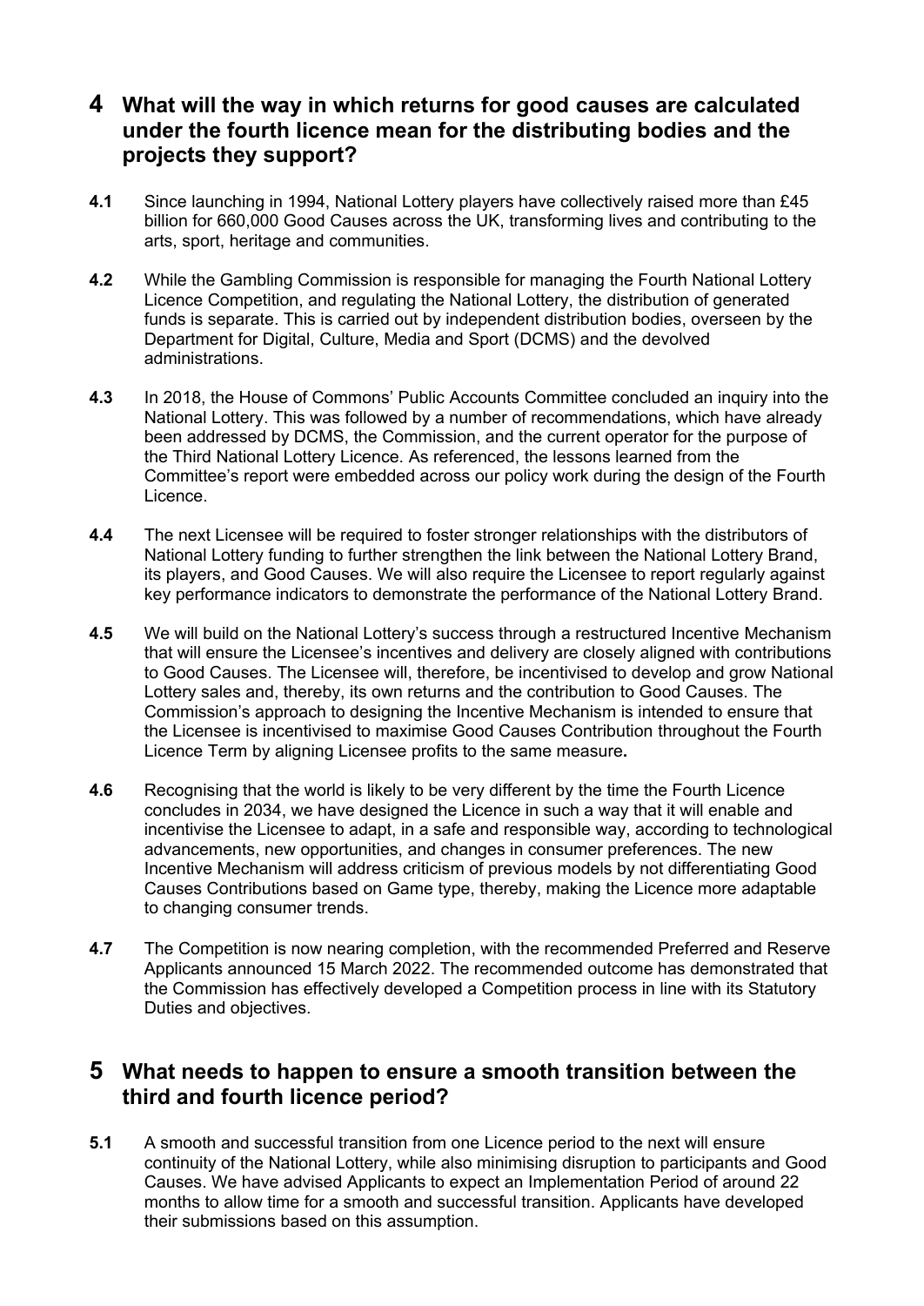## 4 What will the way in which returns for good causes are calculated under the fourth licence mean for the distributing bodies and the projects they support?

**4.1** Since launching in 1994, National Lottery players have collectively raised more than £45 billion for 660,000 Good Causes across the UK, transforming lives and contributing to the arts, sport, heritage and communities.

**4.2** While the Gambling Commission is responsible for managing the Fourth National Lottery Licence Competition, and regulating the National Lottery, the distribution of generated funds is separate. This is carried out by independent distribution bodies, overseen by the Department for Digital, Culture, Media and Sport (DCMS) and the devolved administrations.

**4.3** In 2018, the House of Commons' Public Accounts Committee concluded an inquiry into the National Lottery. This was followed by a number of recommendations, which have already been addressed by DCMS, the Commission, and the current operator for the purpose of the Third National Lottery Licence. As referenced, the lessons learned from the Committee's report were embedded across our policy work during the design of the Fourth Licence.

**4.4** The next Licensee will be required to foster stronger relationships with the distributors of National Lottery funding to further strengthen the link between the National Lottery Brand, its players, and Good Causes. We will also require the Licensee to report regularly against key performance indicators to demonstrate the performance of the National Lottery Brand.

**4.5** We will build on the National Lottery's success through a restructured Incentive Mechanism that will ensure the Licensee's incentives and delivery are closely aligned with contributions to Good Causes. The Licensee will, therefore, be incentivised to develop and grow National Lottery sales and, thereby, its own returns and the contribution to Good Causes. The Commission's approach to designing the Incentive Mechanism is intended to ensure that the Licensee is incentivised to maximise Good Causes Contribution throughout the Fourth Licence Term by aligning Licensee profits to the same measure.

**4.6** Recognising that the world is likely to be very different by the time the Fourth Licence concludes in 2034, we have designed the Licence in such a way that it will enable and incentivise the Licensee to adapt, in a safe and responsible way, according to technological advancements, new opportunities, and changes in consumer preferences. The new Incentive Mechanism will address criticism of previous models by not differentiating Good Causes Contributions based on Game type, thereby, making the Licence more adaptable to changing consumer trends.

**4.7** The Competition is now nearing completion, with the recommended Preferred and Reserve Applicants announced 15 March 2022. The recommended outcome has demonstrated that the Commission has effectively developed a Competition process in line with its Statutory Duties and objectives.

## 5 What needs to happen to ensure a smooth transition between the third and fourth licence period?

**5.1** A smooth and successful transition from one Licence period to the next will ensure continuity of the National Lottery, while also minimising disruption to participants and Good Causes. We have advised Applicants to expect an Implementation Period of around 22 months to allow time for a smooth and successful transition. Applicants have developed their submissions based on this assumption.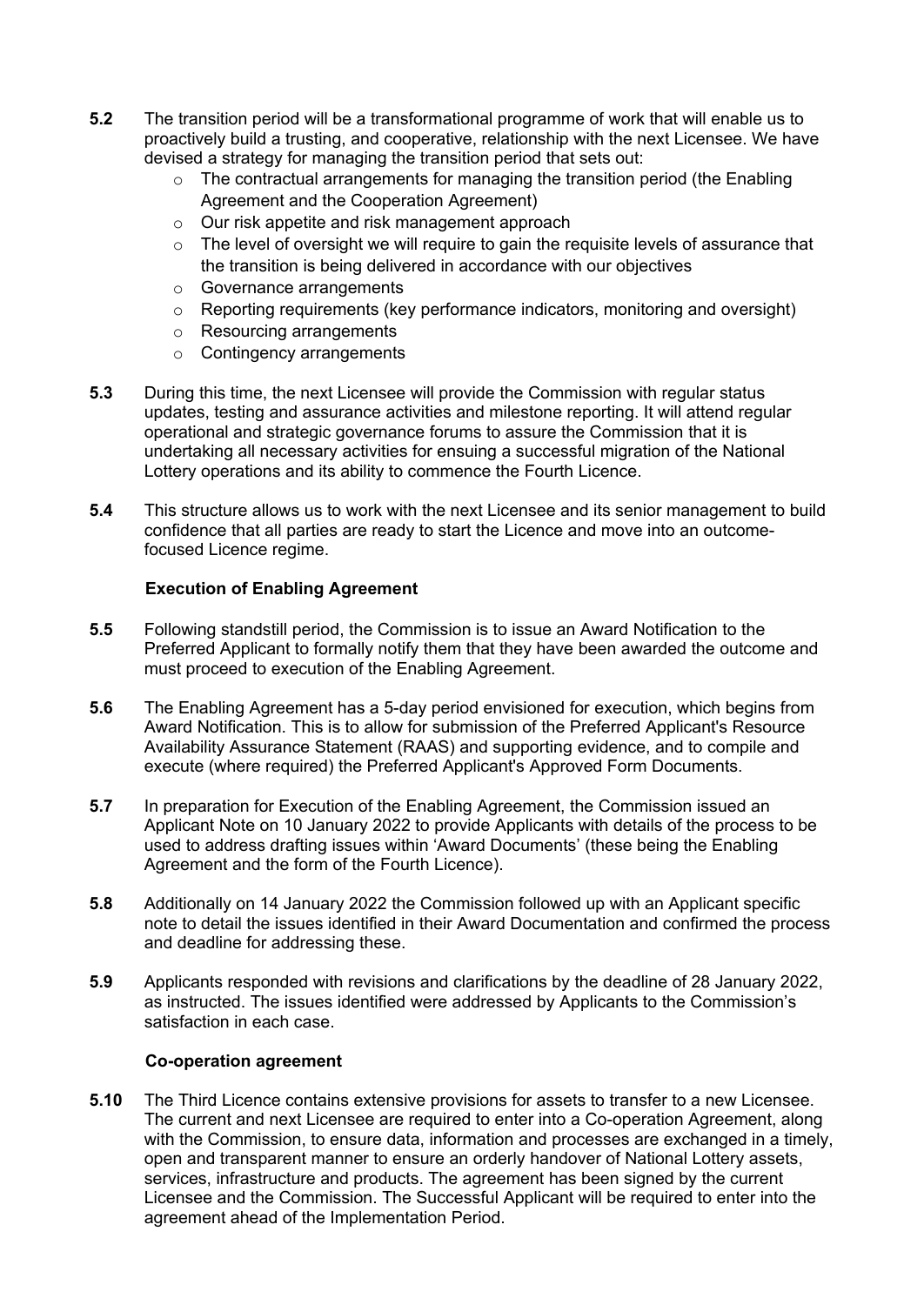**5.2** The transition period will be a transformational programme of work that will enable us to proactively build a trusting, and cooperative, relationship with the next Licensee. We have devised a strategy for managing the transition period that sets out:

- The contractual arrangements for managing the transition period (the Enabling Agreement and the Cooperation Agreement)
- Our risk appetite and risk management approach
- The level of oversight we will require to gain the requisite levels of assurance that the transition is being delivered in accordance with our objectives
- Governance arrangements
- Reporting requirements (key performance indicators, monitoring and oversight)
- Resourcing arrangements
- Contingency arrangements

**5.3** During this time, the next Licensee will provide the Commission with regular status updates, testing and assurance activities and milestone reporting. It will attend regular operational and strategic governance forums to assure the Commission that it is undertaking all necessary activities for ensuing a successful migration of the National Lottery operations and its ability to commence the Fourth Licence.

**5.4** This structure allows us to work with the next Licensee and its senior management to build confidence that all parties are ready to start the Licence and move into an outcome-focused Licence regime.

**Execution of Enabling Agreement**

**5.5** Following standstill period, the Commission is to issue an Award Notification to the Preferred Applicant to formally notify them that they have been awarded the outcome and must proceed to execution of the Enabling Agreement.

**5.6** The Enabling Agreement has a 5-day period envisioned for execution, which begins from Award Notification. This is to allow for submission of the Preferred Applicant's Resource Availability Assurance Statement (RAAS) and supporting evidence, and to compile and execute (where required) the Preferred Applicant's Approved Form Documents.

**5.7** In preparation for Execution of the Enabling Agreement, the Commission issued an Applicant Note on 10 January 2022 to provide Applicants with details of the process to be used to address drafting issues within 'Award Documents' (these being the Enabling Agreement and the form of the Fourth Licence).

**5.8** Additionally on 14 January 2022 the Commission followed up with an Applicant specific note to detail the issues identified in their Award Documentation and confirmed the process and deadline for addressing these.

**5.9** Applicants responded with revisions and clarifications by the deadline of 28 January 2022, as instructed. The issues identified were addressed by Applicants to the Commission's satisfaction in each case.

**Co-operation agreement**

**5.10** The Third Licence contains extensive provisions for assets to transfer to a new Licensee. The current and next Licensee are required to enter into a Co-operation Agreement, along with the Commission, to ensure data, information and processes are exchanged in a timely, open and transparent manner to ensure an orderly handover of National Lottery assets, services, infrastructure and products. The agreement has been signed by the current Licensee and the Commission. The Successful Applicant will be required to enter into the agreement ahead of the Implementation Period.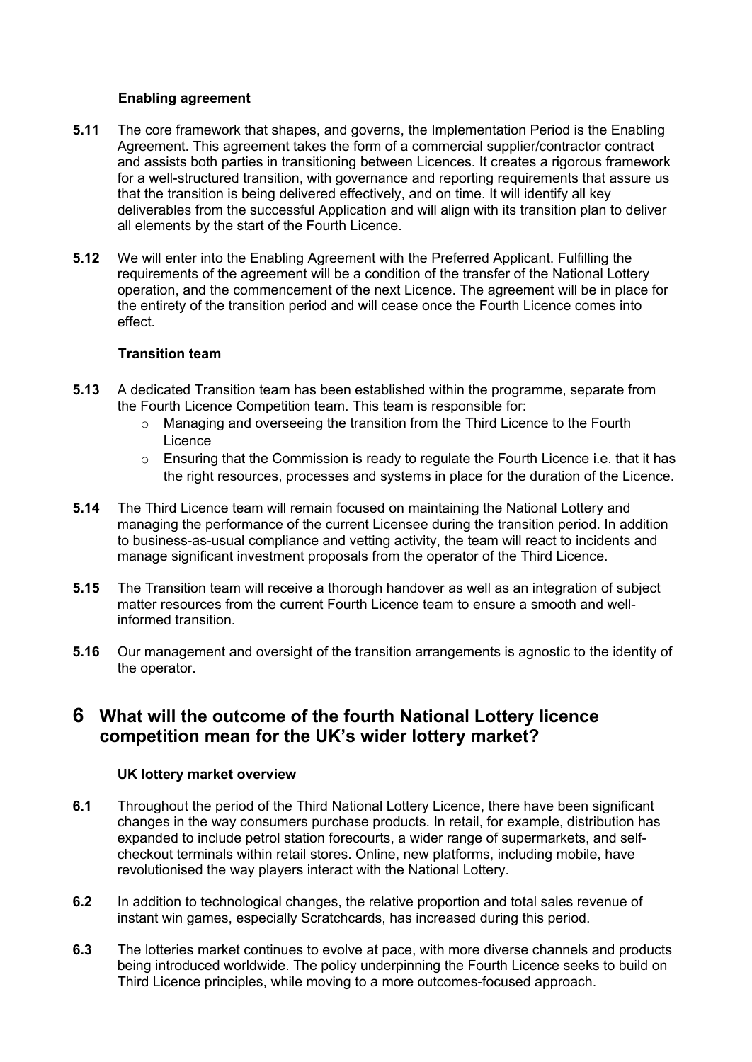### Enabling agreement

**5.11** The core framework that shapes, and governs, the Implementation Period is the Enabling Agreement. This agreement takes the form of a commercial supplier/contractor contract and assists both parties in transitioning between Licences. It creates a rigorous framework for a well-structured transition, with governance and reporting requirements that assure us that the transition is being delivered effectively, and on time. It will identify all key deliverables from the successful Application and will align with its transition plan to deliver all elements by the start of the Fourth Licence.

**5.12** We will enter into the Enabling Agreement with the Preferred Applicant. Fulfilling the requirements of the agreement will be a condition of the transfer of the National Lottery operation, and the commencement of the next Licence. The agreement will be in place for the entirety of the transition period and will cease once the Fourth Licence comes into effect.

### Transition team

**5.13** A dedicated Transition team has been established within the programme, separate from the Fourth Licence Competition team. This team is responsible for:

- Managing and overseeing the transition from the Third Licence to the Fourth Licence
- Ensuring that the Commission is ready to regulate the Fourth Licence i.e. that it has the right resources, processes and systems in place for the duration of the Licence.

**5.14** The Third Licence team will remain focused on maintaining the National Lottery and managing the performance of the current Licensee during the transition period. In addition to business-as-usual compliance and vetting activity, the team will react to incidents and manage significant investment proposals from the operator of the Third Licence.

**5.15** The Transition team will receive a thorough handover as well as an integration of subject matter resources from the current Fourth Licence team to ensure a smooth and well-informed transition.

**5.16** Our management and oversight of the transition arrangements is agnostic to the identity of the operator.

# 6 What will the outcome of the fourth National Lottery licence competition mean for the UK's wider lottery market?

### UK lottery market overview

**6.1** Throughout the period of the Third National Lottery Licence, there have been significant changes in the way consumers purchase products. In retail, for example, distribution has expanded to include petrol station forecourts, a wider range of supermarkets, and self-checkout terminals within retail stores. Online, new platforms, including mobile, have revolutionised the way players interact with the National Lottery.

**6.2** In addition to technological changes, the relative proportion and total sales revenue of instant win games, especially Scratchcards, has increased during this period.

**6.3** The lotteries market continues to evolve at pace, with more diverse channels and products being introduced worldwide. The policy underpinning the Fourth Licence seeks to build on Third Licence principles, while moving to a more outcomes-focused approach.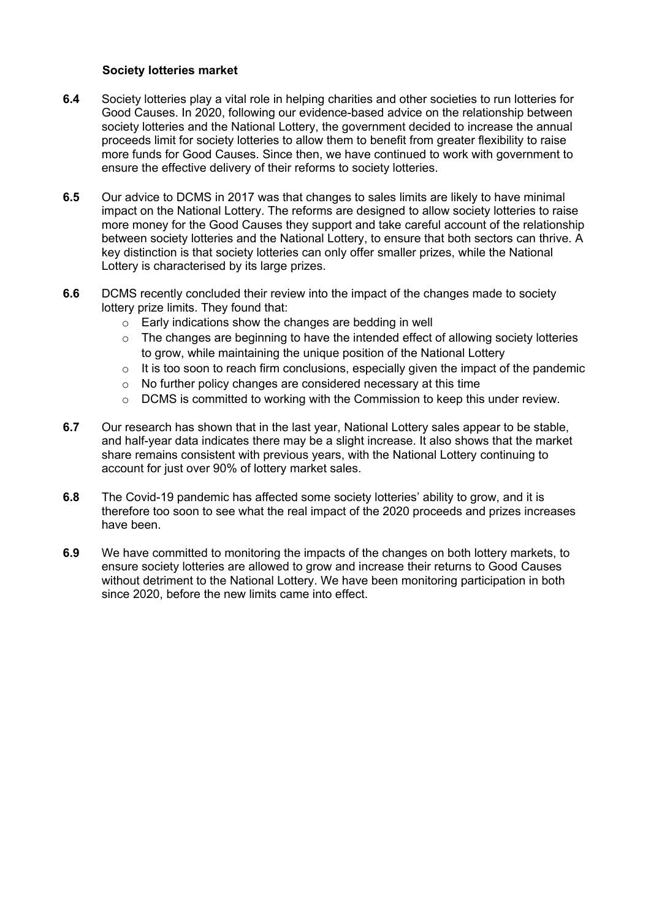### Society lotteries market

**6.4** Society lotteries play a vital role in helping charities and other societies to run lotteries for Good Causes. In 2020, following our evidence-based advice on the relationship between society lotteries and the National Lottery, the government decided to increase the annual proceeds limit for society lotteries to allow them to benefit from greater flexibility to raise more funds for Good Causes. Since then, we have continued to work with government to ensure the effective delivery of their reforms to society lotteries.

**6.5** Our advice to DCMS in 2017 was that changes to sales limits are likely to have minimal impact on the National Lottery. The reforms are designed to allow society lotteries to raise more money for the Good Causes they support and take careful account of the relationship between society lotteries and the National Lottery, to ensure that both sectors can thrive. A key distinction is that society lotteries can only offer smaller prizes, while the National Lottery is characterised by its large prizes.

**6.6** DCMS recently concluded their review into the impact of the changes made to society lottery prize limits. They found that:

- Early indications show the changes are bedding in well
- The changes are beginning to have the intended effect of allowing society lotteries to grow, while maintaining the unique position of the National Lottery
- It is too soon to reach firm conclusions, especially given the impact of the pandemic
- No further policy changes are considered necessary at this time
- DCMS is committed to working with the Commission to keep this under review.

**6.7** Our research has shown that in the last year, National Lottery sales appear to be stable, and half-year data indicates there may be a slight increase. It also shows that the market share remains consistent with previous years, with the National Lottery continuing to account for just over 90% of lottery market sales.

**6.8** The Covid-19 pandemic has affected some society lotteries' ability to grow, and it is therefore too soon to see what the real impact of the 2020 proceeds and prizes increases have been.

**6.9** We have committed to monitoring the impacts of the changes on both lottery markets, to ensure society lotteries are allowed to grow and increase their returns to Good Causes without detriment to the National Lottery. We have been monitoring participation in both since 2020, before the new limits came into effect.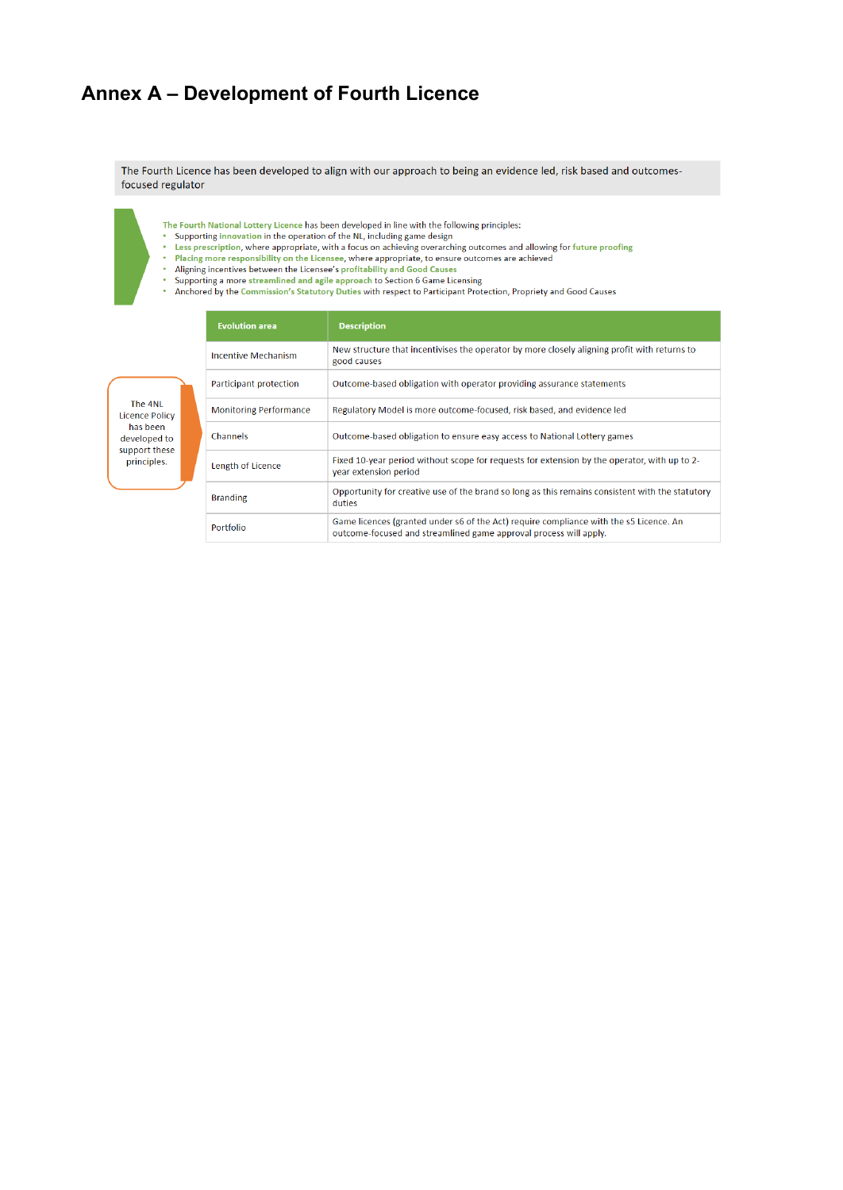# Annex A – Development of Fourth Licence

The Fourth Licence has been developed to align with our approach to being an evidence led, risk based and outcomes-focused regulator

**The Fourth National Lottery Licence** has been developed in line with the following principles:

- Supporting **innovation** in the operation of the NL, including game design
- **Less prescription**, where appropriate, with a focus on achieving overarching outcomes and allowing for **future proofing**
- **Placing more responsibility on the Licensee**, where appropriate, to ensure outcomes are achieved
- Aligning incentives between the Licensee's **profitability and Good Causes**
- Supporting a more **streamlined and agile approach** to Section 6 Game Licensing
- Anchored by the **Commission's Statutory Duties** with respect to Participant Protection, Propriety and Good Causes

The 4NL Licence Policy has been developed to support these principles.

| Evolution area | Description |
|---|---|
| Incentive Mechanism | New structure that incentivises the operator by more closely aligning profit with returns to good causes |
| Participant protection | Outcome-based obligation with operator providing assurance statements |
| Monitoring Performance | Regulatory Model is more outcome-focused, risk based, and evidence led |
| Channels | Outcome-based obligation to ensure easy access to National Lottery games |
| Length of Licence | Fixed 10-year period without scope for requests for extension by the operator, with up to 2-year extension period |
| Branding | Opportunity for creative use of the brand so long as this remains consistent with the statutory duties |
| Portfolio | Game licences (granted under s6 of the Act) require compliance with the s5 Licence. An outcome-focused and streamlined game approval process will apply. |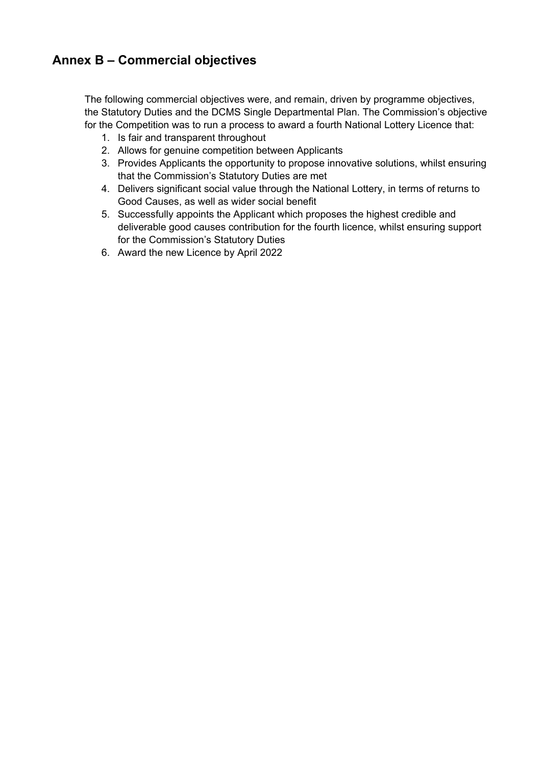## Annex B – Commercial objectives

The following commercial objectives were, and remain, driven by programme objectives, the Statutory Duties and the DCMS Single Departmental Plan. The Commission's objective for the Competition was to run a process to award a fourth National Lottery Licence that:

1. Is fair and transparent throughout
2. Allows for genuine competition between Applicants
3. Provides Applicants the opportunity to propose innovative solutions, whilst ensuring that the Commission's Statutory Duties are met
4. Delivers significant social value through the National Lottery, in terms of returns to Good Causes, as well as wider social benefit
5. Successfully appoints the Applicant which proposes the highest credible and deliverable good causes contribution for the fourth licence, whilst ensuring support for the Commission's Statutory Duties
6. Award the new Licence by April 2022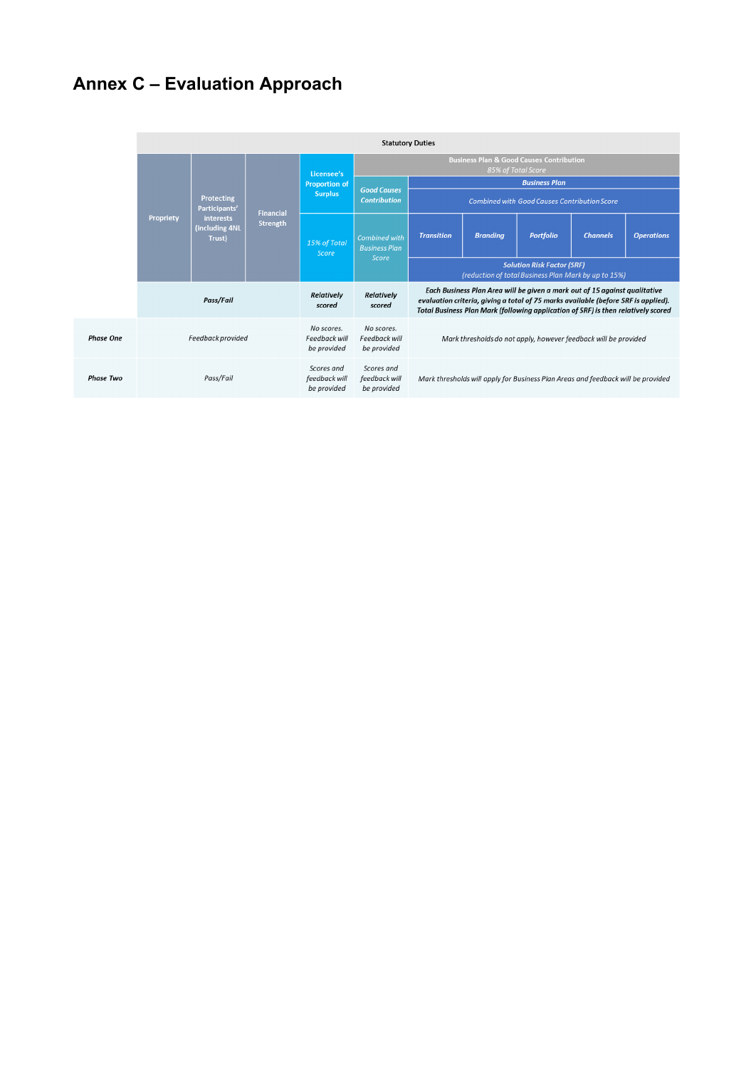# Annex C – Evaluation Approach

| | Statutory Duties | | | | | | | | | |
|---|---|---|---|---|---|---|---|---|---|---|
| | Propriety | Protecting Participants' interests (including 4NL Trust) | Financial Strength | Licensee's Proportion of Surplus | Business Plan & Good Causes Contribution *85% of Total Score* | | | | | |
| | | | | | *Good Causes Contribution* | *Business Plan* *Combined with Good Causes Contribution Score* | | | | |
| | | | | *15% of Total Score* | *Combined with Business Plan Score* | *Transition* | *Branding* | *Portfolio* | *Channels* | *Operations* |
| | | | | | | *Solution Risk Factor (SRF) (reduction of total Business Plan Mark by up to 15%)* | | | | |
| | ***Pass/Fail*** | | | ***Relatively scored*** | ***Relatively scored*** | ***Each Business Plan Area will be given a mark out of 15 against qualitative evaluation criteria, giving a total of 75 marks available (before SRF is applied). Total Business Plan Mark (following application of SRF) is then relatively scored*** | | | | |
| ***Phase One*** | *Feedback provided* | | | *No scores. Feedback will be provided* | *No scores. Feedback will be provided* | *Mark thresholds do not apply, however feedback will be provided* | | | | |
| ***Phase Two*** | *Pass/Fail* | | | *Scores and feedback will be provided* | *Scores and feedback will be provided* | *Mark thresholds will apply for Business Plan Areas and feedback will be provided* | | | | |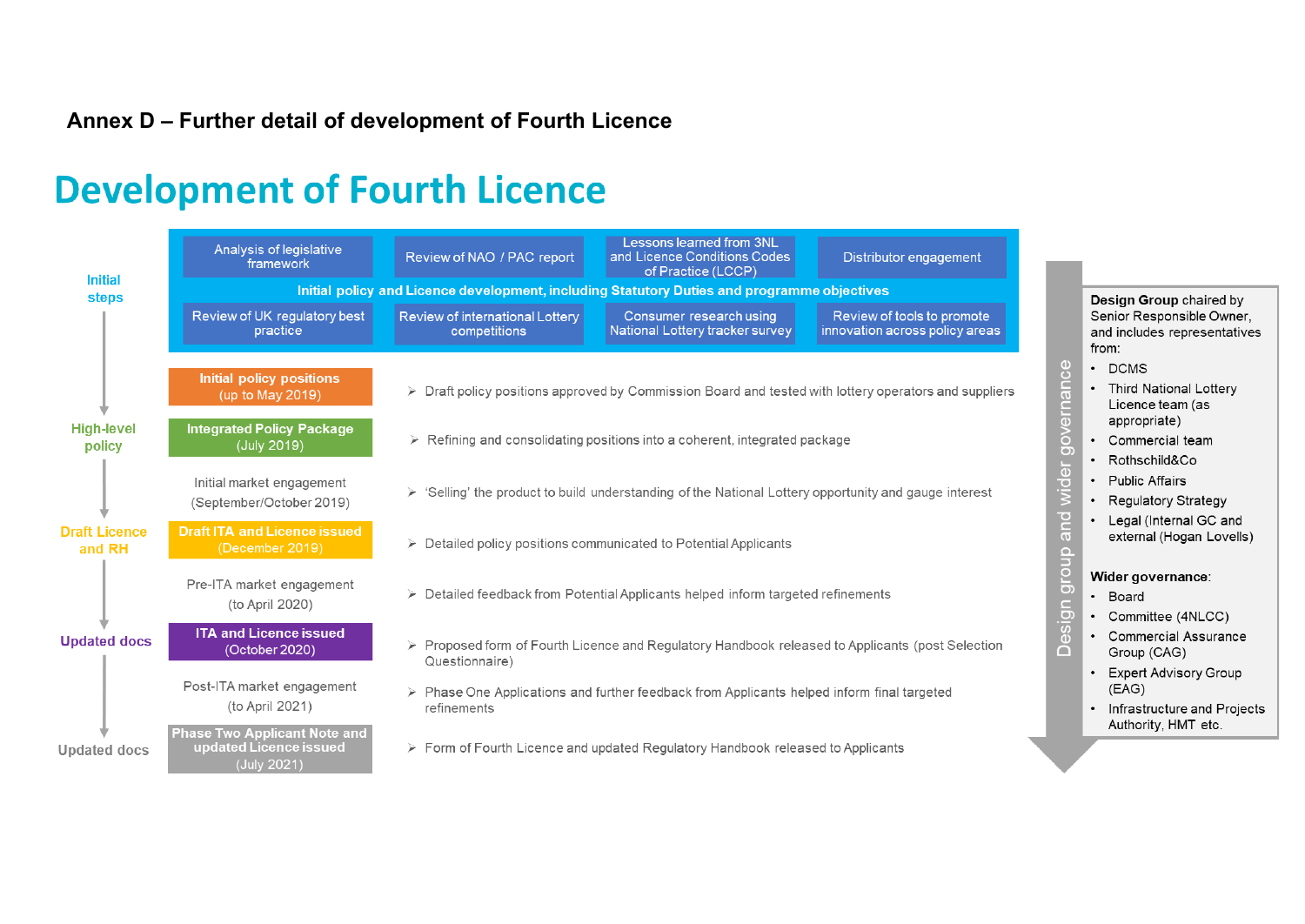# Annex D – Further detail of development of Fourth Licence

## Development of Fourth Licence

**Initial steps**

- Analysis of legislative framework
- Review of NAO / PAC report
- Lessons learned from 3NL and Licence Conditions Codes of Practice (LCCP)
- Distributor engagement

**Initial policy and Licence development, including Statutory Duties and programme objectives**

- Review of UK regulatory best practice
- Review of international Lottery competitions
- Consumer research using National Lottery tracker survey
- Review of tools to promote innovation across policy areas

**Initial policy positions** (up to May 2019)
- Draft policy positions approved by Commission Board and tested with lottery operators and suppliers

**High-level policy**

**Integrated Policy Package** (July 2019)
- Refining and consolidating positions into a coherent, integrated package

Initial market engagement (September/October 2019)
- 'Selling' the product to build understanding of the National Lottery opportunity and gauge interest

**Draft Licence and RH**

**Draft ITA and Licence issued** (December 2019)
- Detailed policy positions communicated to Potential Applicants

Pre-ITA market engagement (to April 2020)
- Detailed feedback from Potential Applicants helped inform targeted refinements

**Updated docs**

**ITA and Licence issued** (October 2020)
- Proposed form of Fourth Licence and Regulatory Handbook released to Applicants (post Selection Questionnaire)

Post-ITA market engagement (to April 2021)
- Phase One Applications and further feedback from Applicants helped inform final targeted refinements

**Updated docs**

**Phase Two Applicant Note and updated Licence issued** (July 2021)
- Form of Fourth Licence and updated Regulatory Handbook released to Applicants

**Design group and wider governance**

**Design Group** chaired by Senior Responsible Owner, and includes representatives from:

- DCMS
- Third National Lottery Licence team (as appropriate)
- Commercial team
- Rothschild&Co
- Public Affairs
- Regulatory Strategy
- Legal (Internal GC and external (Hogan Lovells)

**Wider governance**:

- Board
- Committee (4NLCC)
- Commercial Assurance Group (CAG)
- Expert Advisory Group (EAG)
- Infrastructure and Projects Authority, HMT etc.